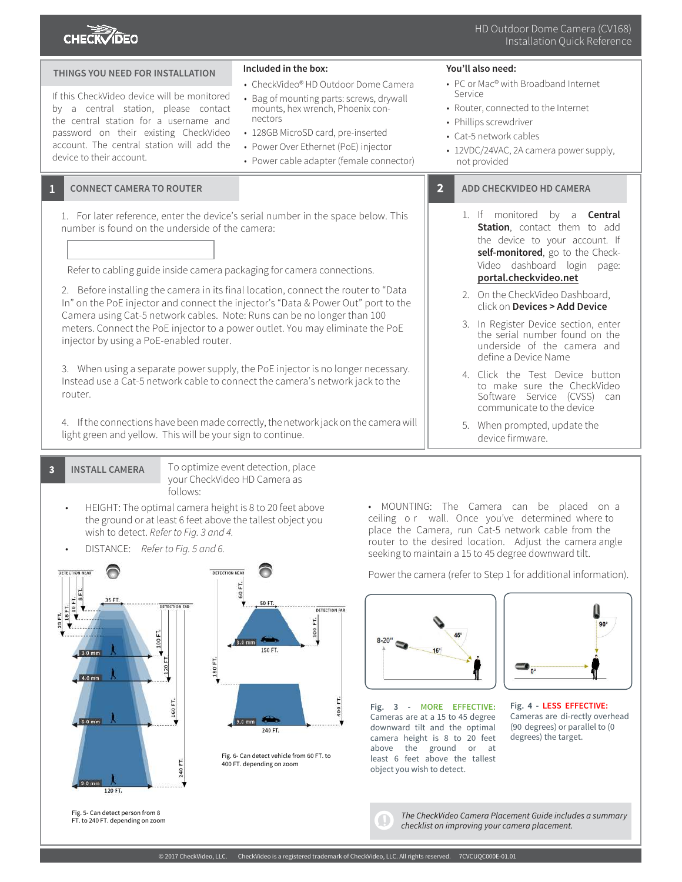# HD Outdoor Dome Camera (CV168) Installation Quick Reference

## THINGS YOU NEED FOR INSTALLATION

If this CheckVideo device will be monitored by a central station, please contact the central station for a username and password on their existing CheckVideo account. The central station will add the device to their account.

**Included in the box:**

- CheckVideo® HD Outdoor Dome Camera
- Bag of mounting parts: screws, drywall mounts, hex wrench, Phoenix connectors
- 128GB MicroSD card, pre-inserted
- Power Over Ethernet (PoE) injector
- Power cable adapter (female connector)

**You'll also need:**

- PC or Mac® with Broadband Internet Service
- Router, connected to the Internet
- Phillips screwdriver
- Cat-5 network cables
- 12VDC/24VAC, 2A camera power supply, not provided

## 1 CONNECT CAMERA TO ROUTER

1. For later reference, enter the device's serial number in the space below. This number is found on the underside of the camera:

   ______________________

   Refer to cabling guide inside camera packaging for camera connections.

2. Before installing the camera in its final location, connect the router to "Data In" on the PoE injector and connect the injector's "Data & Power Out" port to the Camera using Cat-5 network cables. Note: Runs can be no longer than 100 meters. Connect the PoE injector to a power outlet. You may eliminate the PoE injector by using a PoE-enabled router.

3. When using a separate power supply, the PoE injector is no longer necessary. Instead use a Cat-5 network cable to connect the camera's network jack to the router.

4. If the connections have been made correctly, the network jack on the camera will light green and yellow. This will be your sign to continue.

## 2 ADD CHECKVIDEO HD CAMERA

1. If monitored by a **Central Station**, contact them to add the device to your account. If **self-monitored**, go to the CheckVideo dashboard login page: **portal.checkvideo.net**
2. On the CheckVideo Dashboard, click on **Devices > Add Device**
3. In Register Device section, enter the serial number found on the underside of the camera and define a Device Name
4. Click the Test Device button to make sure the CheckVideo Software Service (CVSS) can communicate to the device
5. When prompted, update the device firmware.

## 3 INSTALL CAMERA

To optimize event detection, place your CheckVideo HD Camera as follows:

- HEIGHT: The optimal camera height is 8 to 20 feet above the ground or at least 6 feet above the tallest object you wish to detect. *Refer to Fig. 3 and 4.*
- DISTANCE: *Refer to Fig. 5 and 6.*

Fig. 5- Can detect person from 8 FT. to 240 FT. depending on zoom

Fig. 6- Can detect vehicle from 60 FT. to 400 FT. depending on zoom

- MOUNTING: The Camera can be placed on a ceiling or wall. Once you've determined where to place the Camera, run Cat-5 network cable from the router to the desired location. Adjust the camera angle seeking to maintain a 15 to 45 degree downward tilt.

Power the camera (refer to Step 1 for additional information).

**Fig. 3 - MORE EFFECTIVE:** Cameras are at a 15 to 45 degree downward tilt and the optimal camera height is 8 to 20 feet above the ground or at least 6 feet above the tallest object you wish to detect.

**Fig. 4 - LESS EFFECTIVE:** Cameras are di-rectly overhead (90 degrees) or parallel to (0 degrees) the target.

*The CheckVideo Camera Placement Guide includes a summary checklist on improving your camera placement.*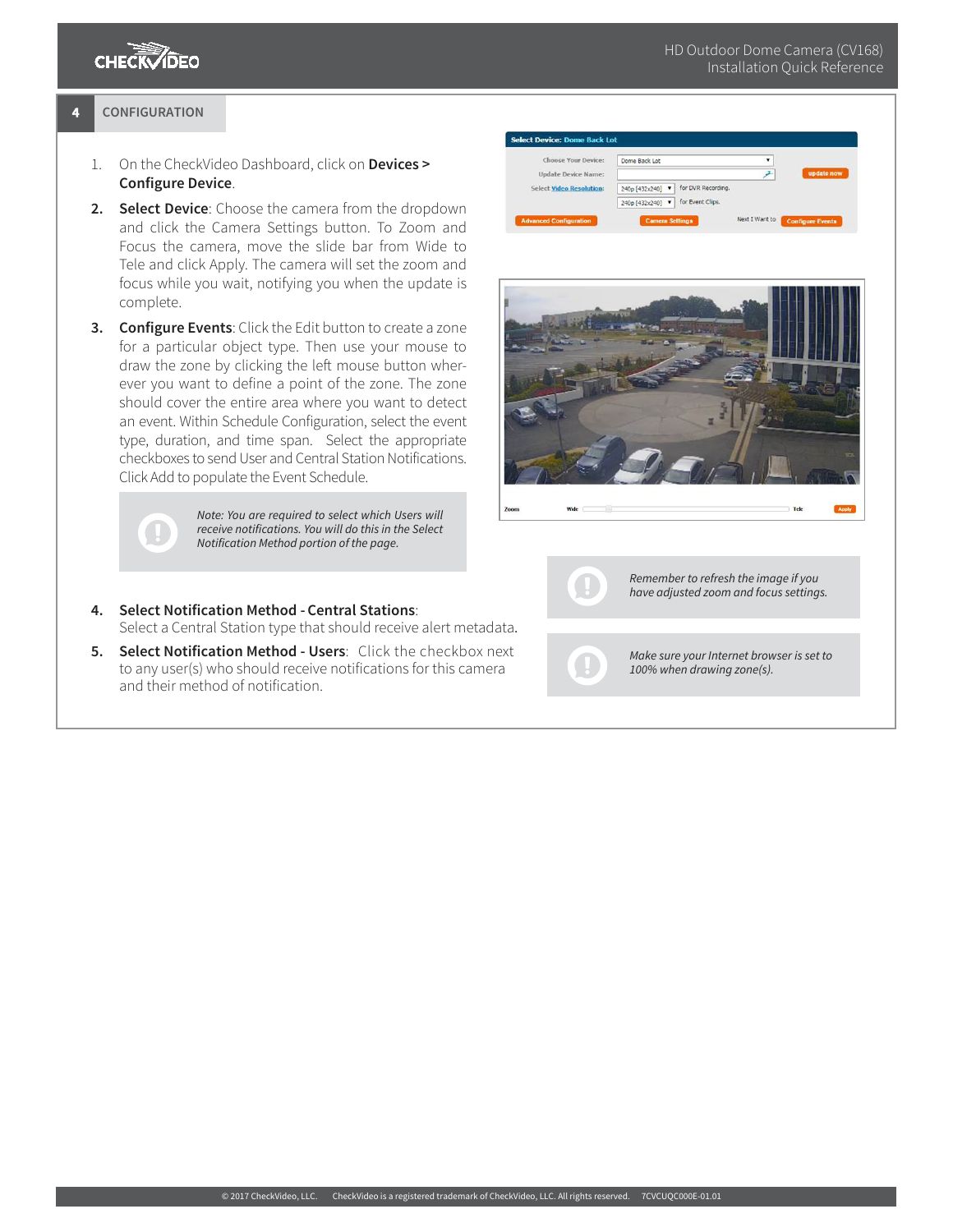## 4 CONFIGURATION

1. On the CheckVideo Dashboard, click on **Devices > Configure Device**.
2. **Select Device**: Choose the camera from the dropdown and click the Camera Settings button. To Zoom and Focus the camera, move the slide bar from Wide to Tele and click Apply. The camera will set the zoom and focus while you wait, notifying you when the update is complete.
3. **Configure Events**: Click the Edit button to create a zone for a particular object type. Then use your mouse to draw the zone by clicking the left mouse button wherever you want to define a point of the zone. The zone should cover the entire area where you want to detect an event. Within Schedule Configuration, select the event type, duration, and time span. Select the appropriate checkboxes to send User and Central Station Notifications. Click Add to populate the Event Schedule.

> *Note: You are required to select which Users will receive notifications. You will do this in the Select Notification Method portion of the page.*

4. **Select Notification Method - Central Stations**: Select a Central Station type that should receive alert metadata.
5. **Select Notification Method - Users**: Click the checkbox next to any user(s) who should receive notifications for this camera and their method of notification.

> *Remember to refresh the image if you have adjusted zoom and focus settings.*

> *Make sure your Internet browser is set to 100% when drawing zone(s).*

© 2017 CheckVideo, LLC. CheckVideo is a registered trademark of CheckVideo, LLC. All rights reserved. 7CVCUQC000E-01.01